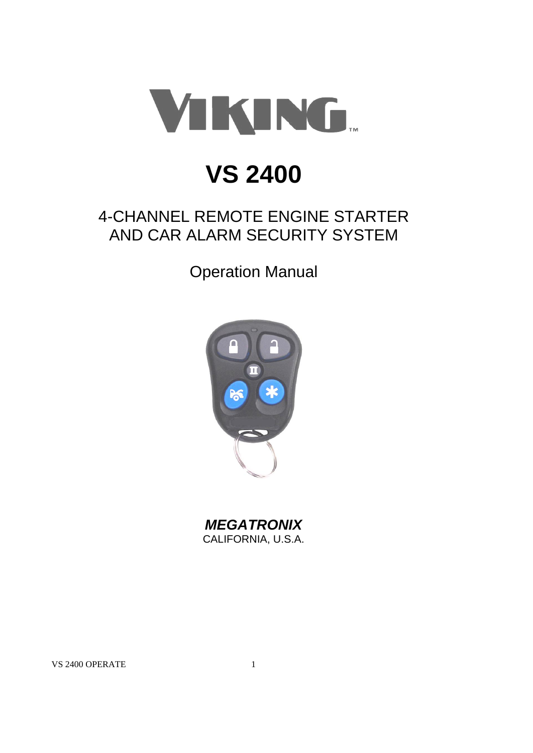VIKING™

# VS 2400

## 4-CHANNEL REMOTE ENGINE STARTER AND CAR ALARM SECURITY SYSTEM

## Operation Manual

***MEGATRONIX***
CALIFORNIA, U.S.A.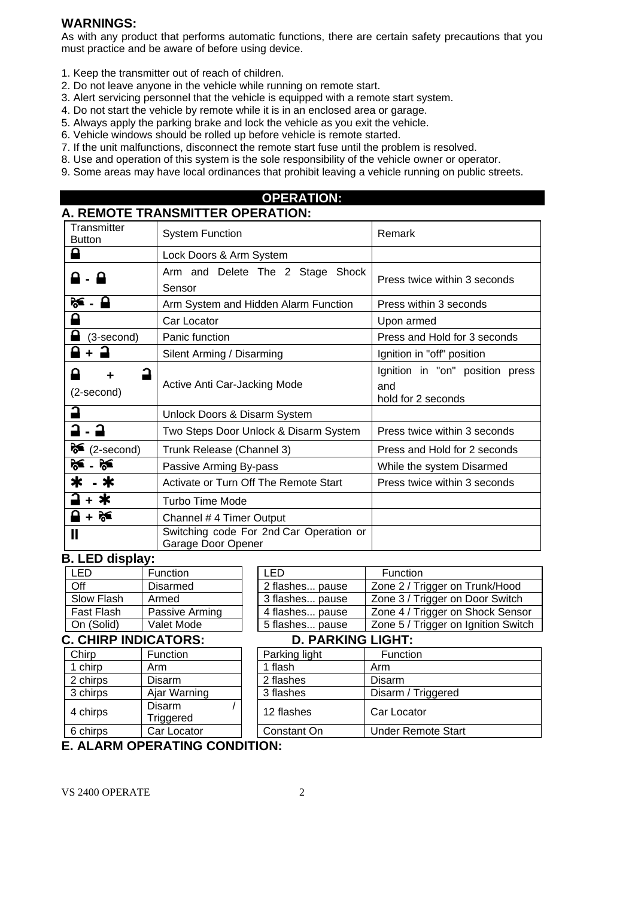**WARNINGS:**

As with any product that performs automatic functions, there are certain safety precautions that you must practice and be aware of before using device.

1. Keep the transmitter out of reach of children.
2. Do not leave anyone in the vehicle while running on remote start.
3. Alert servicing personnel that the vehicle is equipped with a remote start system.
4. Do not start the vehicle by remote while it is in an enclosed area or garage.
5. Always apply the parking brake and lock the vehicle as you exit the vehicle.
6. Vehicle windows should be rolled up before vehicle is remote started.
7. If the unit malfunctions, disconnect the remote start fuse until the problem is resolved.
8. Use and operation of this system is the sole responsibility of the vehicle owner or operator.
9. Some areas may have local ordinances that prohibit leaving a vehicle running on public streets.

## OPERATION:

### A. REMOTE TRANSMITTER OPERATION:

| Transmitter Button | System Function | Remark |
|---|---|---|
| 🔒 | Lock Doors & Arm System | |
| 🔒 - 🔒 | Arm and Delete The 2 Stage Shock Sensor | Press twice within 3 seconds |
| 🚗 - 🔒 | Arm System and Hidden Alarm Function | Press within 3 seconds |
| 🔒 | Car Locator | Upon armed |
| 🔒 (3-second) | Panic function | Press and Hold for 3 seconds |
| 🔒 + 🔓 | Silent Arming / Disarming | Ignition in "off" position |
| 🔒 + 🔓 (2-second) | Active Anti Car-Jacking Mode | Ignition in "on" position press and hold for 2 seconds |
| 🔓 | Unlock Doors & Disarm System | |
| 🔓 - 🔓 | Two Steps Door Unlock & Disarm System | Press twice within 3 seconds |
| 🚗 (2-second) | Trunk Release (Channel 3) | Press and Hold for 2 seconds |
| 🚗 - 🚗 | Passive Arming By-pass | While the system Disarmed |
| ✱ - ✱ | Activate or Turn Off The Remote Start | Press twice within 3 seconds |
| 🔓 + ✱ | Turbo Time Mode | |
| 🔒 + 🚗 | Channel # 4 Timer Output | |
| II | Switching code For 2nd Car Operation or Garage Door Opener | |

### B. LED display:

| LED | Function |
|---|---|
| Off | Disarmed |
| Slow Flash | Armed |
| Fast Flash | Passive Arming |
| On (Solid) | Valet Mode |

| LED | Function |
|---|---|
| 2 flashes... pause | Zone 2 / Trigger on Trunk/Hood |
| 3 flashes... pause | Zone 3 / Trigger on Door Switch |
| 4 flashes... pause | Zone 4 / Trigger on Shock Sensor |
| 5 flashes... pause | Zone 5 / Trigger on Ignition Switch |

### C. CHIRP INDICATORS:

| Chirp | Function |
|---|---|
| 1 chirp | Arm |
| 2 chirps | Disarm |
| 3 chirps | Ajar Warning |
| 4 chirps | Disarm / Triggered |
| 6 chirps | Car Locator |

### D. PARKING LIGHT:

| Parking light | Function |
|---|---|
| 1 flash | Arm |
| 2 flashes | Disarm |
| 3 flashes | Disarm / Triggered |
| 12 flashes | Car Locator |
| Constant On | Under Remote Start |

### E. ALARM OPERATING CONDITION: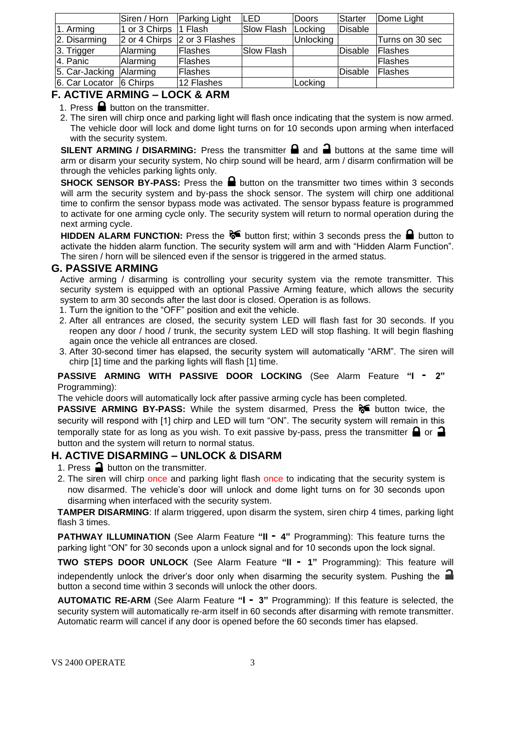| | Siren / Horn | Parking Light | LED | Doors | Starter | Dome Light |
|---|---|---|---|---|---|---|
| 1. Arming | 1 or 3 Chirps | 1 Flash | Slow Flash | Locking | Disable | |
| 2. Disarming | 2 or 4 Chirps | 2 or 3 Flashes | | Unlocking | | Turns on 30 sec |
| 3. Trigger | Alarming | Flashes | Slow Flash | | Disable | Flashes |
| 4. Panic | Alarming | Flashes | | | | Flashes |
| 5. Car-Jacking | Alarming | Flashes | | | Disable | Flashes |
| 6. Car Locator | 6 Chirps | 12 Flashes | | Locking | | |

## F. ACTIVE ARMING – LOCK & ARM

1. Press 🔒 button on the transmitter.
2. The siren will chirp once and parking light will flash once indicating that the system is now armed. The vehicle door will lock and dome light turns on for 10 seconds upon arming when interfaced with the security system.

**SILENT ARMING / DISARMING:** Press the transmitter 🔒 and 🔓 buttons at the same time will arm or disarm your security system, No chirp sound will be heard, arm / disarm confirmation will be through the vehicles parking lights only.

**SHOCK SENSOR BY-PASS:** Press the 🔒 button on the transmitter two times within 3 seconds will arm the security system and by-pass the shock sensor. The system will chirp one additional time to confirm the sensor bypass mode was activated. The sensor bypass feature is programmed to activate for one arming cycle only. The security system will return to normal operation during the next arming cycle.

**HIDDEN ALARM FUNCTION:** Press the 🚘 button first; within 3 seconds press the 🔒 button to activate the hidden alarm function. The security system will arm and with "Hidden Alarm Function". The siren / horn will be silenced even if the sensor is triggered in the armed status.

## G. PASSIVE ARMING

Active arming / disarming is controlling your security system via the remote transmitter. This security system is equipped with an optional Passive Arming feature, which allows the security system to arm 30 seconds after the last door is closed. Operation is as follows.

1. Turn the ignition to the "OFF" position and exit the vehicle.
2. After all entrances are closed, the security system LED will flash fast for 30 seconds. If you reopen any door / hood / trunk, the security system LED will stop flashing. It will begin flashing again once the vehicle all entrances are closed.
3. After 30-second timer has elapsed, the security system will automatically "ARM". The siren will chirp [1] time and the parking lights will flash [1] time.

**PASSIVE ARMING WITH PASSIVE DOOR LOCKING** (See Alarm Feature **"I - 2"** Programming):

The vehicle doors will automatically lock after passive arming cycle has been completed.

**PASSIVE ARMING BY-PASS:** While the system disarmed, Press the 🚘 button twice, the security will respond with [1] chirp and LED will turn "ON". The security system will remain in this temporally state for as long as you wish. To exit passive by-pass, press the transmitter 🔒 or 🔓 button and the system will return to normal status.

## H. ACTIVE DISARMING – UNLOCK & DISARM

1. Press 🔓 button on the transmitter.
2. The siren will chirp once and parking light flash once to indicating that the security system is now disarmed. The vehicle's door will unlock and dome light turns on for 30 seconds upon disarming when interfaced with the security system.

**TAMPER DISARMING**: If alarm triggered, upon disarm the system, siren chirp 4 times, parking light flash 3 times.

**PATHWAY ILLUMINATION** (See Alarm Feature **"II - 4"** Programming): This feature turns the parking light "ON" for 30 seconds upon a unlock signal and for 10 seconds upon the lock signal.

**TWO STEPS DOOR UNLOCK** (See Alarm Feature **"II - 1"** Programming): This feature will independently unlock the driver's door only when disarming the security system. Pushing the 🔓 button a second time within 3 seconds will unlock the other doors.

**AUTOMATIC RE-ARM** (See Alarm Feature **"I - 3"** Programming): If this feature is selected, the security system will automatically re-arm itself in 60 seconds after disarming with remote transmitter. Automatic rearm will cancel if any door is opened before the 60 seconds timer has elapsed.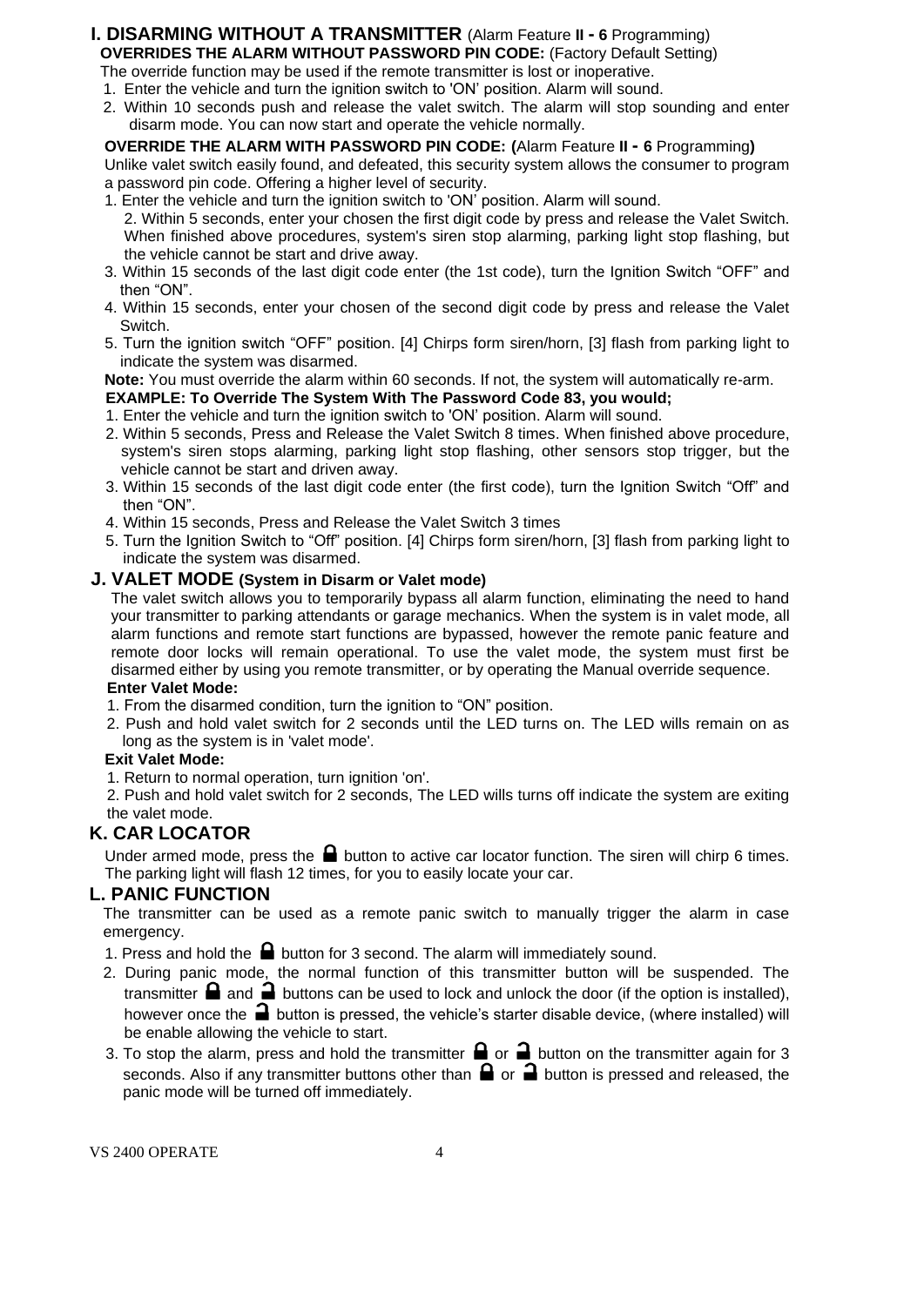## I. DISARMING WITHOUT A TRANSMITTER (Alarm Feature II - 6 Programming)

**OVERRIDES THE ALARM WITHOUT PASSWORD PIN CODE:** (Factory Default Setting)

The override function may be used if the remote transmitter is lost or inoperative.

1. Enter the vehicle and turn the ignition switch to 'ON' position. Alarm will sound.
2. Within 10 seconds push and release the valet switch. The alarm will stop sounding and enter disarm mode. You can now start and operate the vehicle normally.

**OVERRIDE THE ALARM WITH PASSWORD PIN CODE: (**Alarm Feature **II - 6** Programming**)**

Unlike valet switch easily found, and defeated, this security system allows the consumer to program a password pin code. Offering a higher level of security.

1. Enter the vehicle and turn the ignition switch to 'ON' position. Alarm will sound.
2. Within 5 seconds, enter your chosen the first digit code by press and release the Valet Switch. When finished above procedures, system's siren stop alarming, parking light stop flashing, but the vehicle cannot be start and drive away.
3. Within 15 seconds of the last digit code enter (the 1st code), turn the Ignition Switch "OFF" and then "ON".
4. Within 15 seconds, enter your chosen of the second digit code by press and release the Valet Switch.
5. Turn the ignition switch "OFF" position. [4] Chirps form siren/horn, [3] flash from parking light to indicate the system was disarmed.

**Note:** You must override the alarm within 60 seconds. If not, the system will automatically re-arm.

**EXAMPLE: To Override The System With The Password Code 83, you would;**

1. Enter the vehicle and turn the ignition switch to 'ON' position. Alarm will sound.
2. Within 5 seconds, Press and Release the Valet Switch 8 times. When finished above procedure, system's siren stops alarming, parking light stop flashing, other sensors stop trigger, but the vehicle cannot be start and driven away.
3. Within 15 seconds of the last digit code enter (the first code), turn the Ignition Switch "Off" and then "ON".
4. Within 15 seconds, Press and Release the Valet Switch 3 times
5. Turn the Ignition Switch to "Off" position. [4] Chirps form siren/horn, [3] flash from parking light to indicate the system was disarmed.

## J. VALET MODE (System in Disarm or Valet mode)

The valet switch allows you to temporarily bypass all alarm function, eliminating the need to hand your transmitter to parking attendants or garage mechanics. When the system is in valet mode, all alarm functions and remote start functions are bypassed, however the remote panic feature and remote door locks will remain operational. To use the valet mode, the system must first be disarmed either by using you remote transmitter, or by operating the Manual override sequence.

**Enter Valet Mode:**

1. From the disarmed condition, turn the ignition to "ON" position.
2. Push and hold valet switch for 2 seconds until the LED turns on. The LED wills remain on as long as the system is in 'valet mode'.

**Exit Valet Mode:**

1. Return to normal operation, turn ignition 'on'.
2. Push and hold valet switch for 2 seconds, The LED wills turns off indicate the system are exiting the valet mode.

## K. CAR LOCATOR

Under armed mode, press the 🔒 button to active car locator function. The siren will chirp 6 times. The parking light will flash 12 times, for you to easily locate your car.

## L. PANIC FUNCTION

The transmitter can be used as a remote panic switch to manually trigger the alarm in case emergency.

1. Press and hold the 🔒 button for 3 second. The alarm will immediately sound.
2. During panic mode, the normal function of this transmitter button will be suspended. The transmitter 🔒 and 🔓 buttons can be used to lock and unlock the door (if the option is installed), however once the 🔓 button is pressed, the vehicle's starter disable device, (where installed) will be enable allowing the vehicle to start.
3. To stop the alarm, press and hold the transmitter 🔒 or 🔓 button on the transmitter again for 3 seconds. Also if any transmitter buttons other than 🔒 or 🔓 button is pressed and released, the panic mode will be turned off immediately.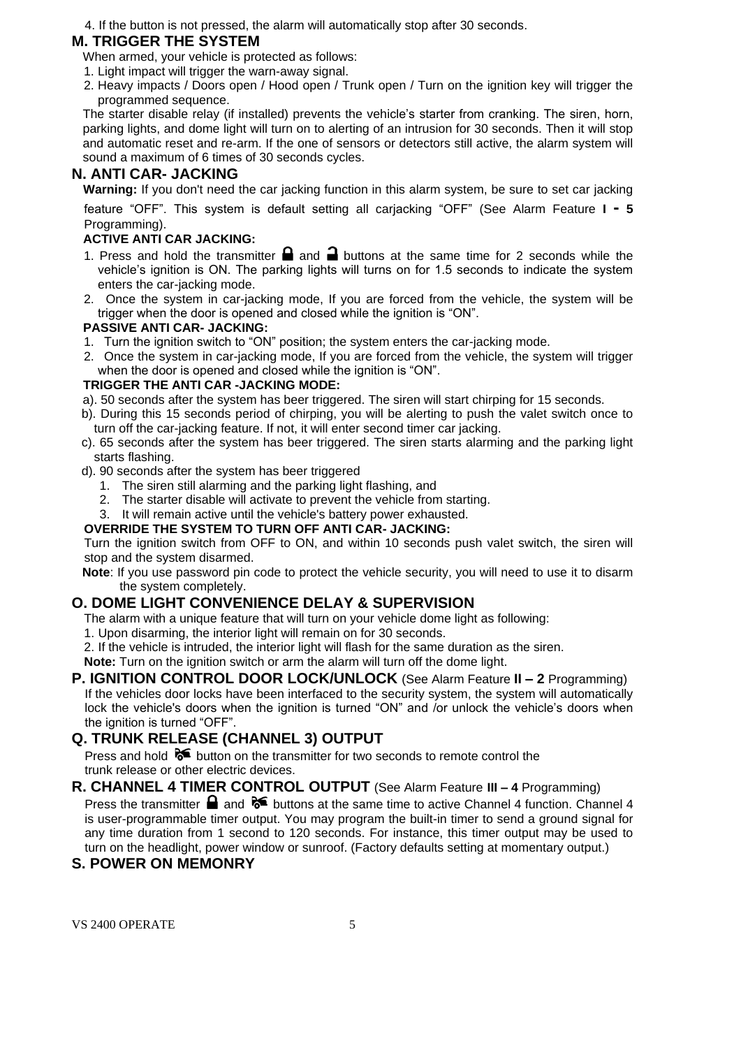4. If the button is not pressed, the alarm will automatically stop after 30 seconds.

## M. TRIGGER THE SYSTEM

When armed, your vehicle is protected as follows:

1. Light impact will trigger the warn-away signal.
2. Heavy impacts / Doors open / Hood open / Trunk open / Turn on the ignition key will trigger the programmed sequence.

The starter disable relay (if installed) prevents the vehicle's starter from cranking. The siren, horn, parking lights, and dome light will turn on to alerting of an intrusion for 30 seconds. Then it will stop and automatic reset and re-arm. If the one of sensors or detectors still active, the alarm system will sound a maximum of 6 times of 30 seconds cycles.

## N. ANTI CAR- JACKING

**Warning:** If you don't need the car jacking function in this alarm system, be sure to set car jacking feature "OFF". This system is default setting all carjacking "OFF" (See Alarm Feature **I - 5** Programming).

**ACTIVE ANTI CAR JACKING:**

1. Press and hold the transmitter 🔒 and 🔓 buttons at the same time for 2 seconds while the vehicle's ignition is ON. The parking lights will turns on for 1.5 seconds to indicate the system enters the car-jacking mode.
2. Once the system in car-jacking mode, If you are forced from the vehicle, the system will be trigger when the door is opened and closed while the ignition is "ON".

**PASSIVE ANTI CAR- JACKING:**

1. Turn the ignition switch to "ON" position; the system enters the car-jacking mode.
2. Once the system in car-jacking mode, If you are forced from the vehicle, the system will trigger when the door is opened and closed while the ignition is "ON".

**TRIGGER THE ANTI CAR -JACKING MODE:**

a). 50 seconds after the system has beer triggered. The siren will start chirping for 15 seconds.

b). During this 15 seconds period of chirping, you will be alerting to push the valet switch once to turn off the car-jacking feature. If not, it will enter second timer car jacking.

c). 65 seconds after the system has beer triggered. The siren starts alarming and the parking light starts flashing.

d). 90 seconds after the system has beer triggered

1. The siren still alarming and the parking light flashing, and
2. The starter disable will activate to prevent the vehicle from starting.
3. It will remain active until the vehicle's battery power exhausted.

**OVERRIDE THE SYSTEM TO TURN OFF ANTI CAR- JACKING:**

Turn the ignition switch from OFF to ON, and within 10 seconds push valet switch, the siren will stop and the system disarmed.

**Note**: If you use password pin code to protect the vehicle security, you will need to use it to disarm the system completely.

## O. DOME LIGHT CONVENIENCE DELAY & SUPERVISION

The alarm with a unique feature that will turn on your vehicle dome light as following:

1. Upon disarming, the interior light will remain on for 30 seconds.
2. If the vehicle is intruded, the interior light will flash for the same duration as the siren.

**Note:** Turn on the ignition switch or arm the alarm will turn off the dome light.

## P. IGNITION CONTROL DOOR LOCK/UNLOCK (See Alarm Feature **II – 2** Programming)

If the vehicles door locks have been interfaced to the security system, the system will automatically lock the vehicle's doors when the ignition is turned "ON" and /or unlock the vehicle's doors when the ignition is turned "OFF".

## Q. TRUNK RELEASE (CHANNEL 3) OUTPUT

Press and hold 🚗 button on the transmitter for two seconds to remote control the trunk release or other electric devices.

## R. CHANNEL 4 TIMER CONTROL OUTPUT (See Alarm Feature **III – 4** Programming)

Press the transmitter 🔒 and 🚗 buttons at the same time to active Channel 4 function. Channel 4 is user-programmable timer output. You may program the built-in timer to send a ground signal for any time duration from 1 second to 120 seconds. For instance, this timer output may be used to turn on the headlight, power window or sunroof. (Factory defaults setting at momentary output.)

## S. POWER ON MEMONRY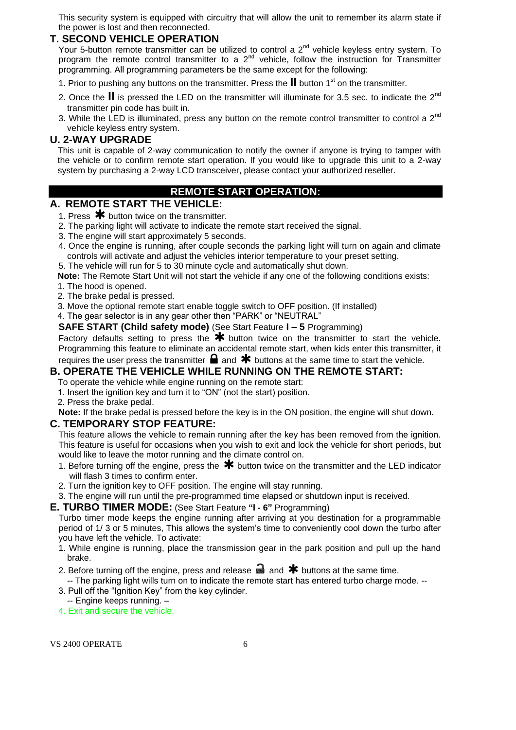This security system is equipped with circuitry that will allow the unit to remember its alarm state if the power is lost and then reconnected.

## T. SECOND VEHICLE OPERATION

Your 5-button remote transmitter can be utilized to control a 2nd vehicle keyless entry system. To program the remote control transmitter to a 2nd vehicle, follow the instruction for Transmitter programming. All programming parameters be the same except for the following:

1. Prior to pushing any buttons on the transmitter. Press the **II** button 1st on the transmitter.
2. Once the **II** is pressed the LED on the transmitter will illuminate for 3.5 sec. to indicate the 2nd transmitter pin code has built in.
3. While the LED is illuminated, press any button on the remote control transmitter to control a 2nd vehicle keyless entry system.

## U. 2-WAY UPGRADE

This unit is capable of 2-way communication to notify the owner if anyone is trying to tamper with the vehicle or to confirm remote start operation. If you would like to upgrade this unit to a 2-way system by purchasing a 2-way LCD transceiver, please contact your authorized reseller.

# REMOTE START OPERATION:

## A. REMOTE START THE VEHICLE:

1. Press ✱ button twice on the transmitter.
2. The parking light will activate to indicate the remote start received the signal.
3. The engine will start approximately 5 seconds.
4. Once the engine is running, after couple seconds the parking light will turn on again and climate controls will activate and adjust the vehicles interior temperature to your preset setting.
5. The vehicle will run for 5 to 30 minute cycle and automatically shut down.

**Note:** The Remote Start Unit will not start the vehicle if any one of the following conditions exists:

1. The hood is opened.
2. The brake pedal is pressed.
3. Move the optional remote start enable toggle switch to OFF position. (If installed)
4. The gear selector is in any gear other then "PARK" or "NEUTRAL"

**SAFE START (Child safety mode)** (See Start Feature **I – 5** Programming)

Factory defaults setting to press the ✱ button twice on the transmitter to start the vehicle. Programming this feature to eliminate an accidental remote start, when kids enter this transmitter, it requires the user press the transmitter 🔒 and ✱ buttons at the same time to start the vehicle.

## B. OPERATE THE VEHICLE WHILE RUNNING ON THE REMOTE START:

To operate the vehicle while engine running on the remote start:

1. Insert the ignition key and turn it to "ON" (not the start) position.
2. Press the brake pedal.

**Note:** If the brake pedal is pressed before the key is in the ON position, the engine will shut down.

## C. TEMPORARY STOP FEATURE:

This feature allows the vehicle to remain running after the key has been removed from the ignition. This feature is useful for occasions when you wish to exit and lock the vehicle for short periods, but would like to leave the motor running and the climate control on.

1. Before turning off the engine, press the ✱ button twice on the transmitter and the LED indicator will flash 3 times to confirm enter.
2. Turn the ignition key to OFF position. The engine will stay running.
3. The engine will run until the pre-programmed time elapsed or shutdown input is received.

## E. TURBO TIMER MODE: (See Start Feature **"I - 6"** Programming)

Turbo timer mode keeps the engine running after arriving at you destination for a programmable period of 1/ 3 or 5 minutes, This allows the system's time to conveniently cool down the turbo after you have left the vehicle. To activate:

1. While engine is running, place the transmission gear in the park position and pull up the hand brake.
2. Before turning off the engine, press and release 🔒 and ✱ buttons at the same time.
   -- The parking light wills turn on to indicate the remote start has entered turbo charge mode. --
3. Pull off the "Ignition Key" from the key cylinder.
   -- Engine keeps running. –
4. Exit and secure the vehicle.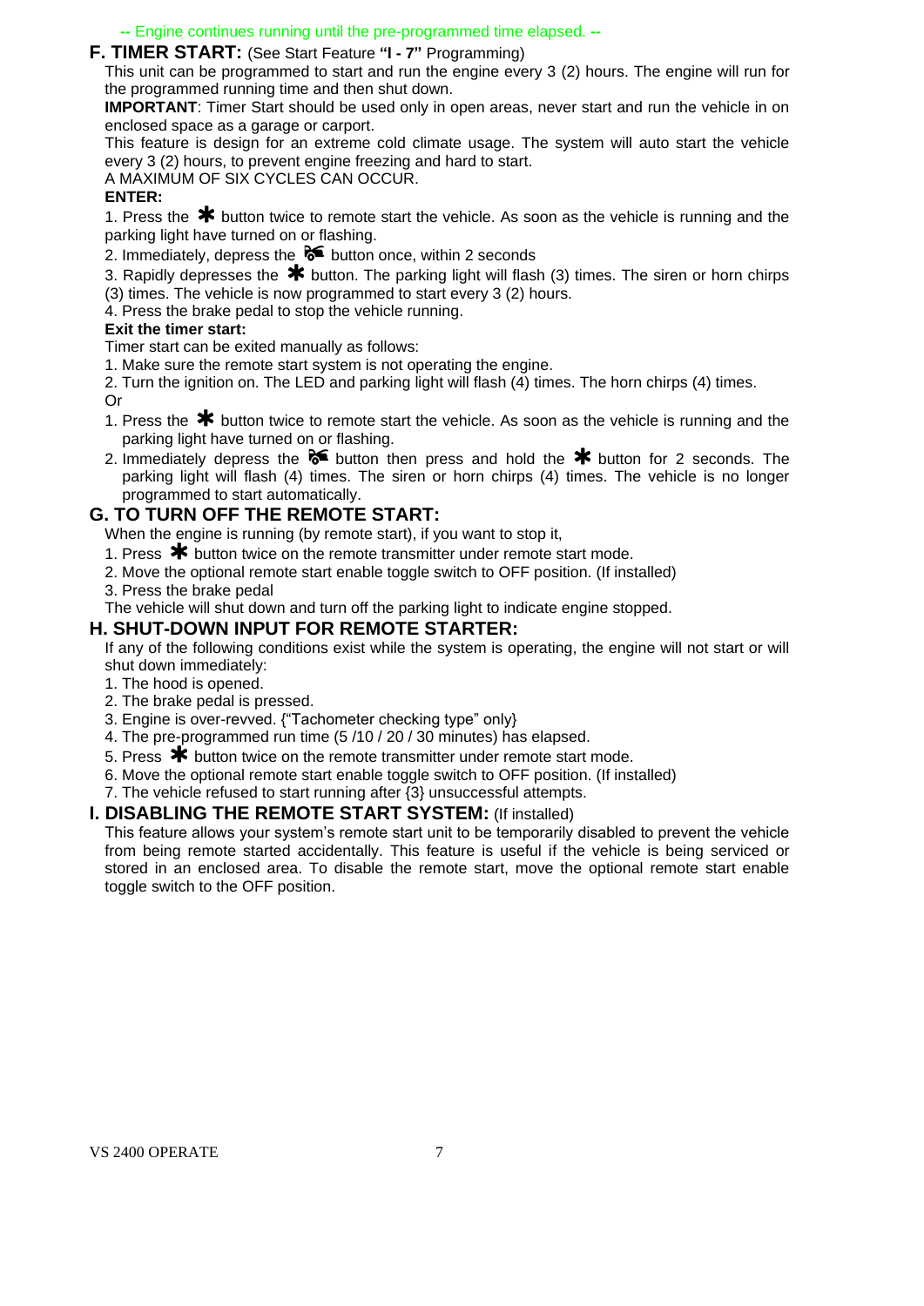-- Engine continues running until the pre-programmed time elapsed. --

## F. TIMER START: (See Start Feature **"I - 7"** Programming)

This unit can be programmed to start and run the engine every 3 (2) hours. The engine will run for the programmed running time and then shut down.

**IMPORTANT**: Timer Start should be used only in open areas, never start and run the vehicle in on enclosed space as a garage or carport.

This feature is design for an extreme cold climate usage. The system will auto start the vehicle every 3 (2) hours, to prevent engine freezing and hard to start.

A MAXIMUM OF SIX CYCLES CAN OCCUR.

**ENTER:**

1. Press the ✱ button twice to remote start the vehicle. As soon as the vehicle is running and the parking light have turned on or flashing.
2. Immediately, depress the 🔊 button once, within 2 seconds
3. Rapidly depresses the ✱ button. The parking light will flash (3) times. The siren or horn chirps (3) times. The vehicle is now programmed to start every 3 (2) hours.
4. Press the brake pedal to stop the vehicle running.

**Exit the timer start:**

Timer start can be exited manually as follows:

1. Make sure the remote start system is not operating the engine.
2. Turn the ignition on. The LED and parking light will flash (4) times. The horn chirps (4) times.

Or

1. Press the ✱ button twice to remote start the vehicle. As soon as the vehicle is running and the parking light have turned on or flashing.
2. Immediately depress the 🔊 button then press and hold the ✱ button for 2 seconds. The parking light will flash (4) times. The siren or horn chirps (4) times. The vehicle is no longer programmed to start automatically.

## G. TO TURN OFF THE REMOTE START:

When the engine is running (by remote start), if you want to stop it,

1. Press ✱ button twice on the remote transmitter under remote start mode.
2. Move the optional remote start enable toggle switch to OFF position. (If installed)
3. Press the brake pedal

The vehicle will shut down and turn off the parking light to indicate engine stopped.

## H. SHUT-DOWN INPUT FOR REMOTE STARTER:

If any of the following conditions exist while the system is operating, the engine will not start or will shut down immediately:

1. The hood is opened.
2. The brake pedal is pressed.
3. Engine is over-revved. {"Tachometer checking type" only}
4. The pre-programmed run time (5 /10 / 20 / 30 minutes) has elapsed.
5. Press ✱ button twice on the remote transmitter under remote start mode.
6. Move the optional remote start enable toggle switch to OFF position. (If installed)
7. The vehicle refused to start running after {3} unsuccessful attempts.

## I. DISABLING THE REMOTE START SYSTEM: (If installed)

This feature allows your system's remote start unit to be temporarily disabled to prevent the vehicle from being remote started accidentally. This feature is useful if the vehicle is being serviced or stored in an enclosed area. To disable the remote start, move the optional remote start enable toggle switch to the OFF position.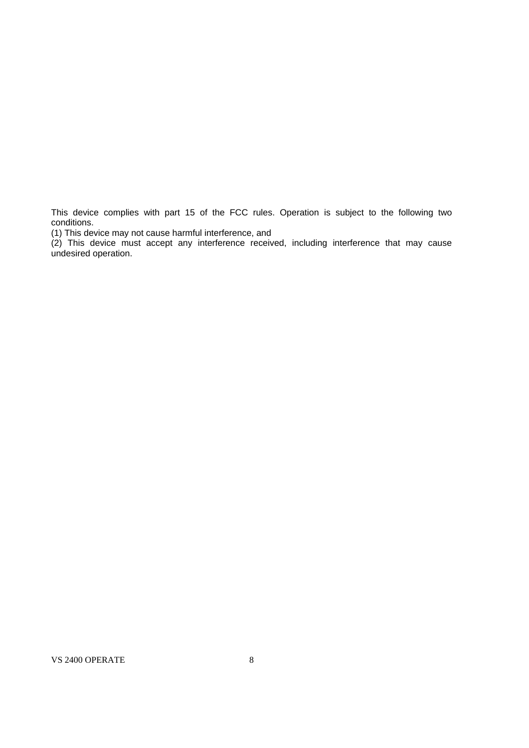This device complies with part 15 of the FCC rules. Operation is subject to the following two conditions.

(1) This device may not cause harmful interference, and

(2) This device must accept any interference received, including interference that may cause undesired operation.